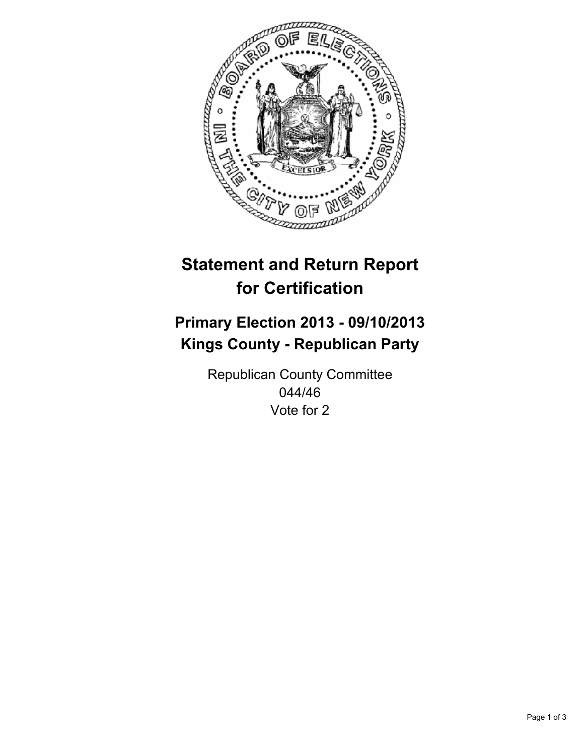# Statement and Return Report for Certification

## Primary Election 2013 - 09/10/2013
## Kings County - Republican Party

Republican County Committee
044/46
Vote for 2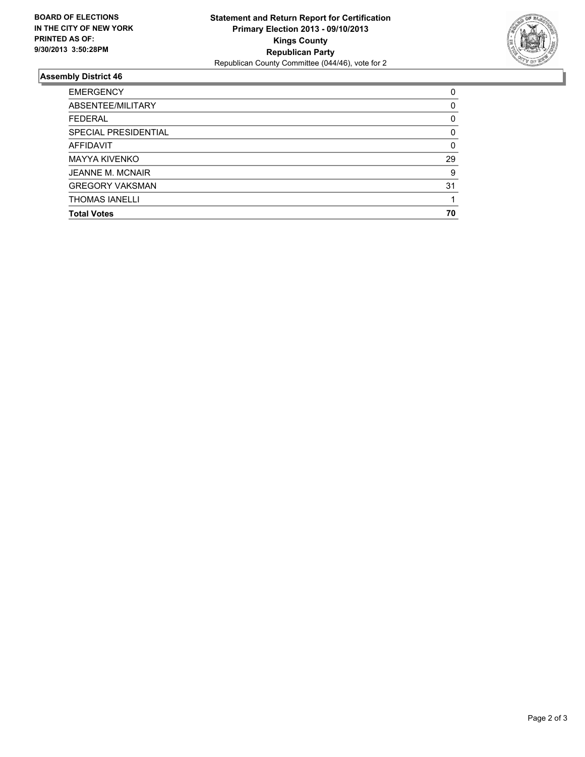**BOARD OF ELECTIONS IN THE CITY OF NEW YORK PRINTED AS OF: 9/30/2013 3:50:28PM**

**Statement and Return Report for Certification**
**Primary Election 2013 - 09/10/2013**
**Kings County**
**Republican Party**
Republican County Committee (044/46), vote for 2

## Assembly District 46

| | |
|---|---|
| EMERGENCY | 0 |
| ABSENTEE/MILITARY | 0 |
| FEDERAL | 0 |
| SPECIAL PRESIDENTIAL | 0 |
| AFFIDAVIT | 0 |
| MAYYA KIVENKO | 29 |
| JEANNE M. MCNAIR | 9 |
| GREGORY VAKSMAN | 31 |
| THOMAS IANELLI | 1 |
| **Total Votes** | **70** |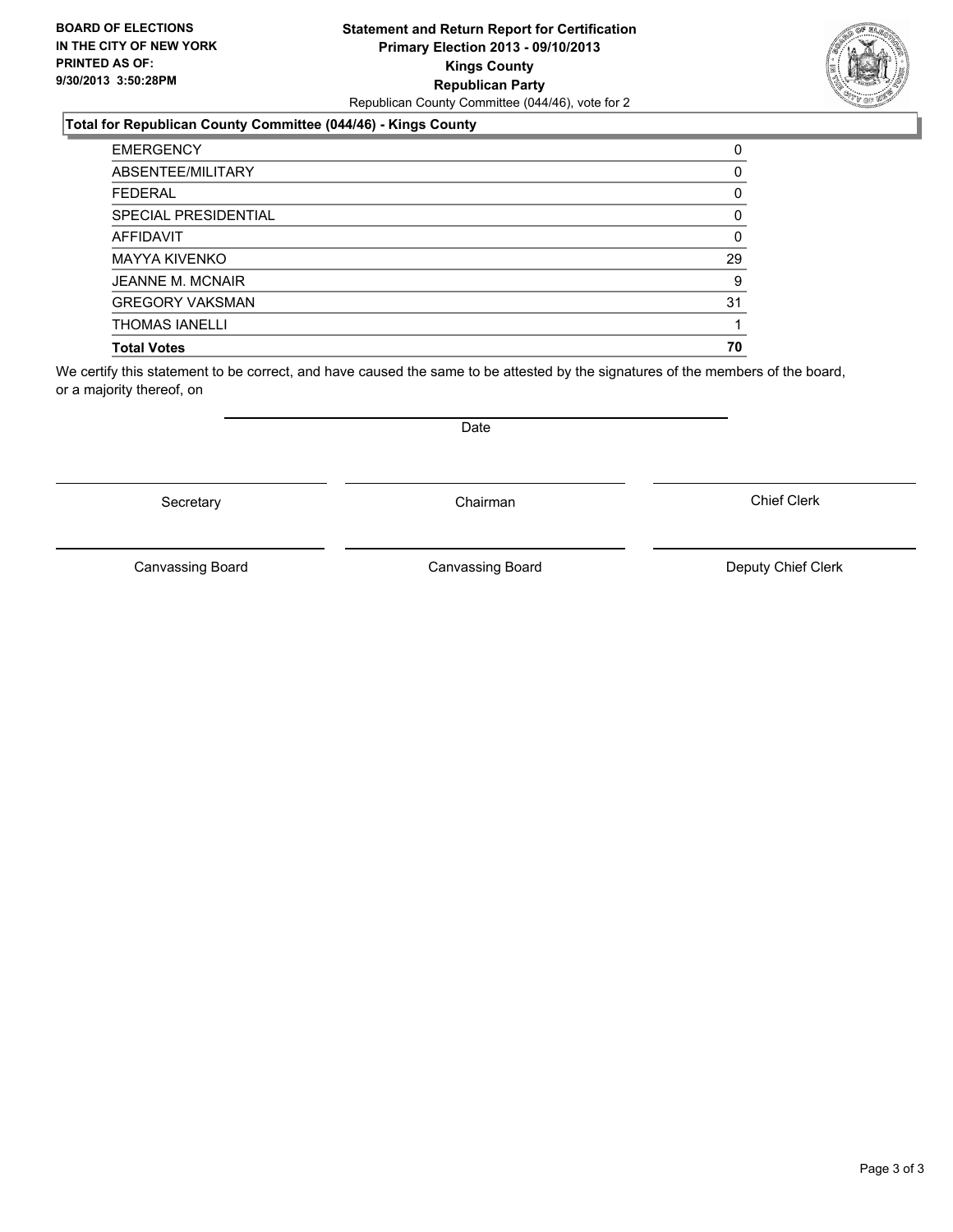**BOARD OF ELECTIONS IN THE CITY OF NEW YORK PRINTED AS OF: 9/30/2013 3:50:28PM**

**Statement and Return Report for Certification**
**Primary Election 2013 - 09/10/2013**
**Kings County**
**Republican Party**
Republican County Committee (044/46), vote for 2

### Total for Republican County Committee (044/46) - Kings County

| | |
|---|---|
| EMERGENCY | 0 |
| ABSENTEE/MILITARY | 0 |
| FEDERAL | 0 |
| SPECIAL PRESIDENTIAL | 0 |
| AFFIDAVIT | 0 |
| MAYYA KIVENKO | 29 |
| JEANNE M. MCNAIR | 9 |
| GREGORY VAKSMAN | 31 |
| THOMAS IANELLI | 1 |
| **Total Votes** | **70** |

We certify this statement to be correct, and have caused the same to be attested by the signatures of the members of the board, or a majority thereof, on

Date

Secretary

Chairman

Chief Clerk

Canvassing Board

Canvassing Board

Deputy Chief Clerk